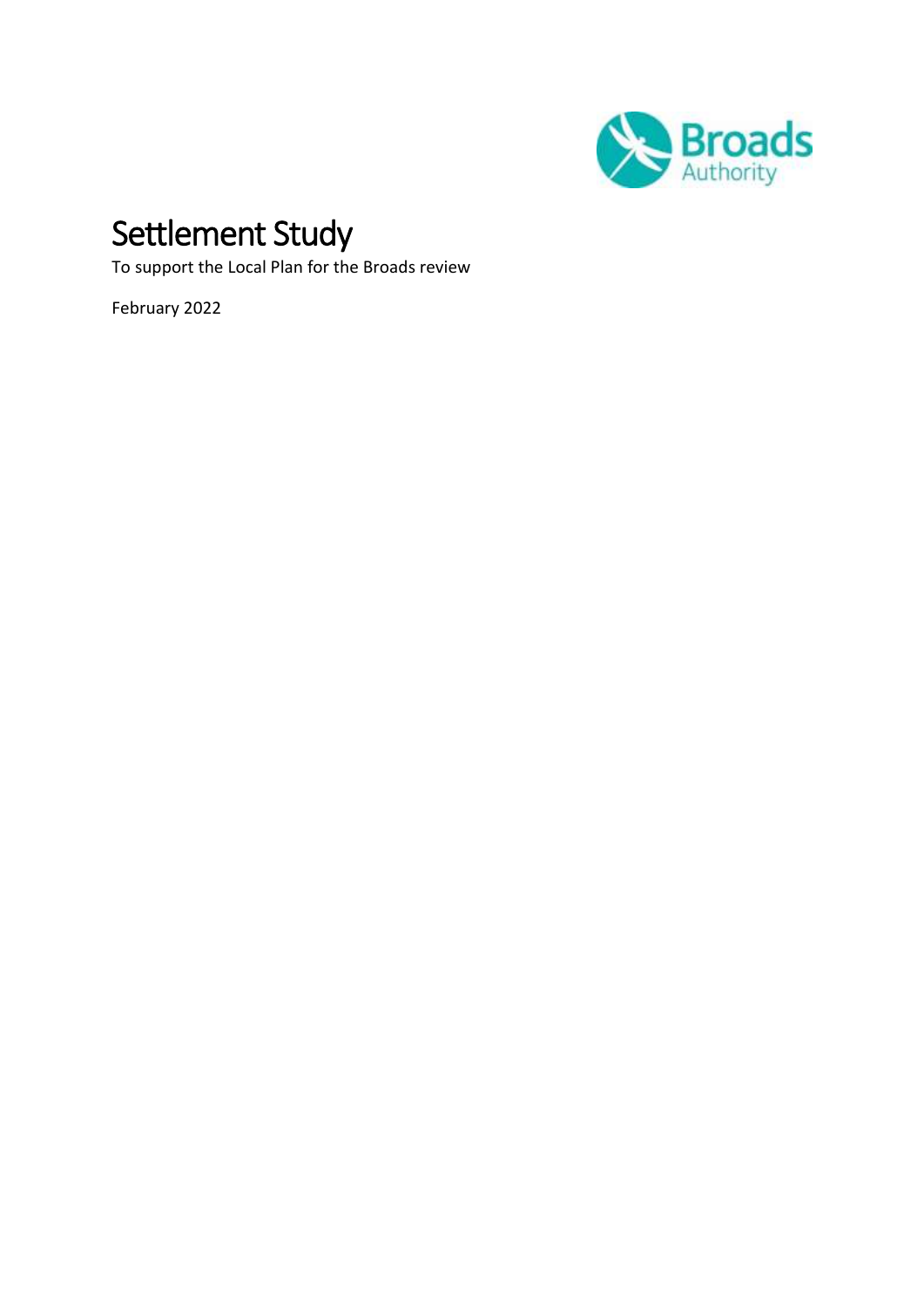# Settlement Study

To support the Local Plan for the Broads review

February 2022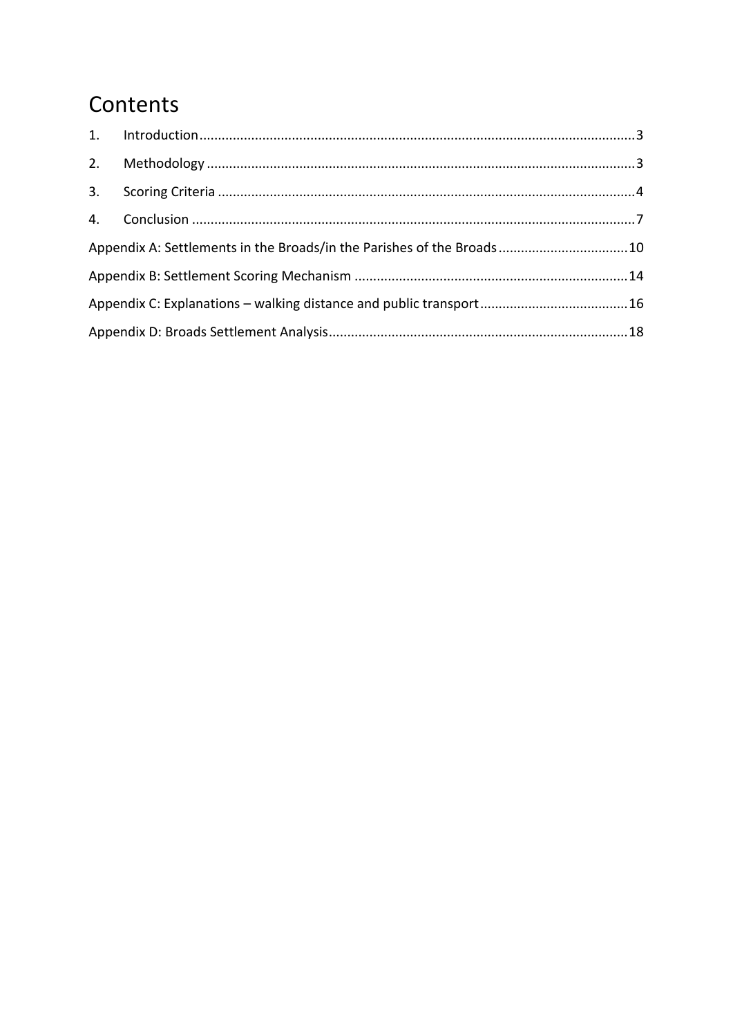# Contents

1. Introduction ..... 3
2. Methodology ..... 3
3. Scoring Criteria ..... 4
4. Conclusion ..... 7

Appendix A: Settlements in the Broads/in the Parishes of the Broads ..... 10

Appendix B: Settlement Scoring Mechanism ..... 14

Appendix C: Explanations – walking distance and public transport ..... 16

Appendix D: Broads Settlement Analysis ..... 18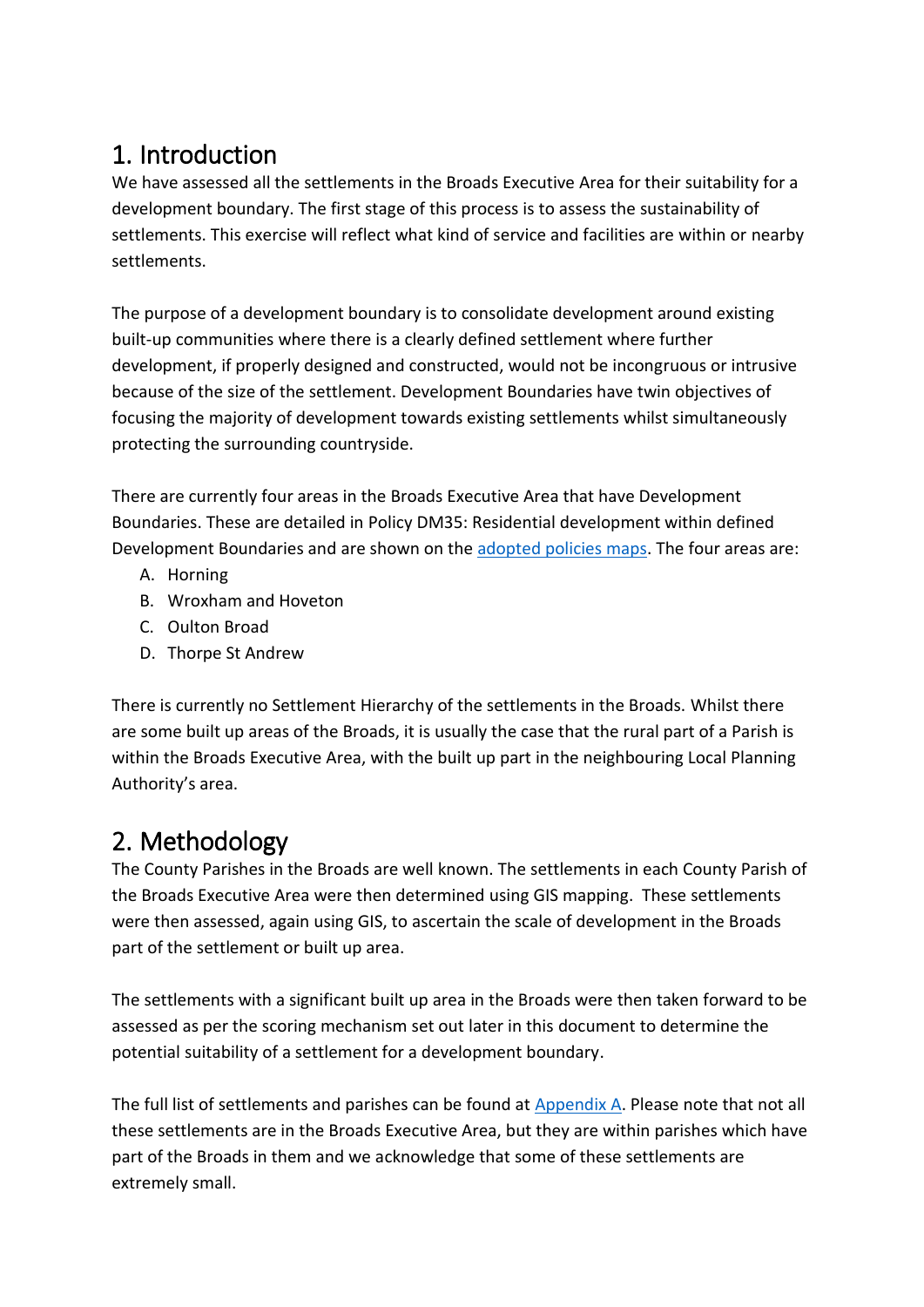# 1. Introduction

We have assessed all the settlements in the Broads Executive Area for their suitability for a development boundary. The first stage of this process is to assess the sustainability of settlements. This exercise will reflect what kind of service and facilities are within or nearby settlements.

The purpose of a development boundary is to consolidate development around existing built-up communities where there is a clearly defined settlement where further development, if properly designed and constructed, would not be incongruous or intrusive because of the size of the settlement. Development Boundaries have twin objectives of focusing the majority of development towards existing settlements whilst simultaneously protecting the surrounding countryside.

There are currently four areas in the Broads Executive Area that have Development Boundaries. These are detailed in Policy DM35: Residential development within defined Development Boundaries and are shown on the adopted policies maps. The four areas are:

A. Horning
B. Wroxham and Hoveton
C. Oulton Broad
D. Thorpe St Andrew

There is currently no Settlement Hierarchy of the settlements in the Broads. Whilst there are some built up areas of the Broads, it is usually the case that the rural part of a Parish is within the Broads Executive Area, with the built up part in the neighbouring Local Planning Authority's area.

# 2. Methodology

The County Parishes in the Broads are well known. The settlements in each County Parish of the Broads Executive Area were then determined using GIS mapping. These settlements were then assessed, again using GIS, to ascertain the scale of development in the Broads part of the settlement or built up area.

The settlements with a significant built up area in the Broads were then taken forward to be assessed as per the scoring mechanism set out later in this document to determine the potential suitability of a settlement for a development boundary.

The full list of settlements and parishes can be found at Appendix A. Please note that not all these settlements are in the Broads Executive Area, but they are within parishes which have part of the Broads in them and we acknowledge that some of these settlements are extremely small.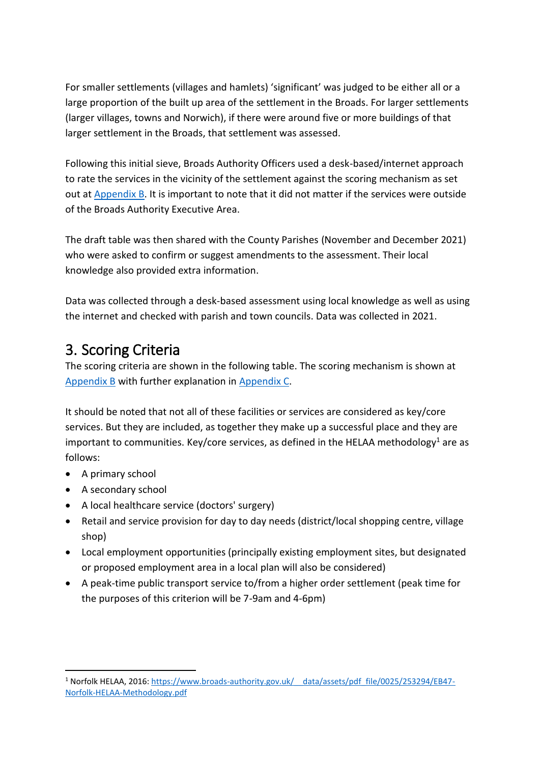For smaller settlements (villages and hamlets) 'significant' was judged to be either all or a large proportion of the built up area of the settlement in the Broads. For larger settlements (larger villages, towns and Norwich), if there were around five or more buildings of that larger settlement in the Broads, that settlement was assessed.

Following this initial sieve, Broads Authority Officers used a desk-based/internet approach to rate the services in the vicinity of the settlement against the scoring mechanism as set out at [Appendix B](). It is important to note that it did not matter if the services were outside of the Broads Authority Executive Area.

The draft table was then shared with the County Parishes (November and December 2021) who were asked to confirm or suggest amendments to the assessment. Their local knowledge also provided extra information.

Data was collected through a desk-based assessment using local knowledge as well as using the internet and checked with parish and town councils. Data was collected in 2021.

# 3. Scoring Criteria

The scoring criteria are shown in the following table. The scoring mechanism is shown at [Appendix B]() with further explanation in [Appendix C]().

It should be noted that not all of these facilities or services are considered as key/core services. But they are included, as together they make up a successful place and they are important to communities. Key/core services, as defined in the HELAA methodology[1] are as follows:

- A primary school
- A secondary school
- A local healthcare service (doctors' surgery)
- Retail and service provision for day to day needs (district/local shopping centre, village shop)
- Local employment opportunities (principally existing employment sites, but designated or proposed employment area in a local plan will also be considered)
- A peak-time public transport service to/from a higher order settlement (peak time for the purposes of this criterion will be 7-9am and 4-6pm)

---

[1] Norfolk HELAA, 2016: https://www.broads-authority.gov.uk/__data/assets/pdf_file/0025/253294/EB47-Norfolk-HELAA-Methodology.pdf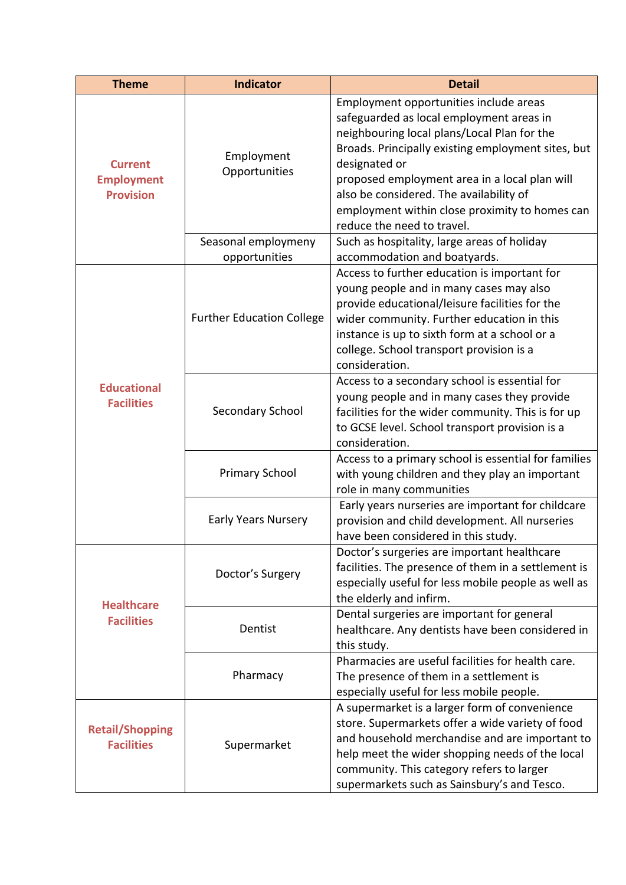| Theme | Indicator | Detail |
|---|---|---|
| Current Employment Provision | Employment Opportunities | Employment opportunities include areas safeguarded as local employment areas in neighbouring local plans/Local Plan for the Broads. Principally existing employment sites, but designated or proposed employment area in a local plan will also be considered. The availability of employment within close proximity to homes can reduce the need to travel. |
| | Seasonal employmeny opportunities | Such as hospitality, large areas of holiday accommodation and boatyards. |
| Educational Facilities | Further Education College | Access to further education is important for young people and in many cases may also provide educational/leisure facilities for the wider community. Further education in this instance is up to sixth form at a school or a college. School transport provision is a consideration. |
| | Secondary School | Access to a secondary school is essential for young people and in many cases they provide facilities for the wider community. This is for up to GCSE level. School transport provision is a consideration. |
| | Primary School | Access to a primary school is essential for families with young children and they play an important role in many communities |
| | Early Years Nursery | Early years nurseries are important for childcare provision and child development. All nurseries have been considered in this study. |
| Healthcare Facilities | Doctor's Surgery | Doctor's surgeries are important healthcare facilities. The presence of them in a settlement is especially useful for less mobile people as well as the elderly and infirm. |
| | Dentist | Dental surgeries are important for general healthcare. Any dentists have been considered in this study. |
| | Pharmacy | Pharmacies are useful facilities for health care. The presence of them in a settlement is especially useful for less mobile people. |
| Retail/Shopping Facilities | Supermarket | A supermarket is a larger form of convenience store. Supermarkets offer a wide variety of food and household merchandise and are important to help meet the wider shopping needs of the local community. This category refers to larger supermarkets such as Sainsbury's and Tesco. |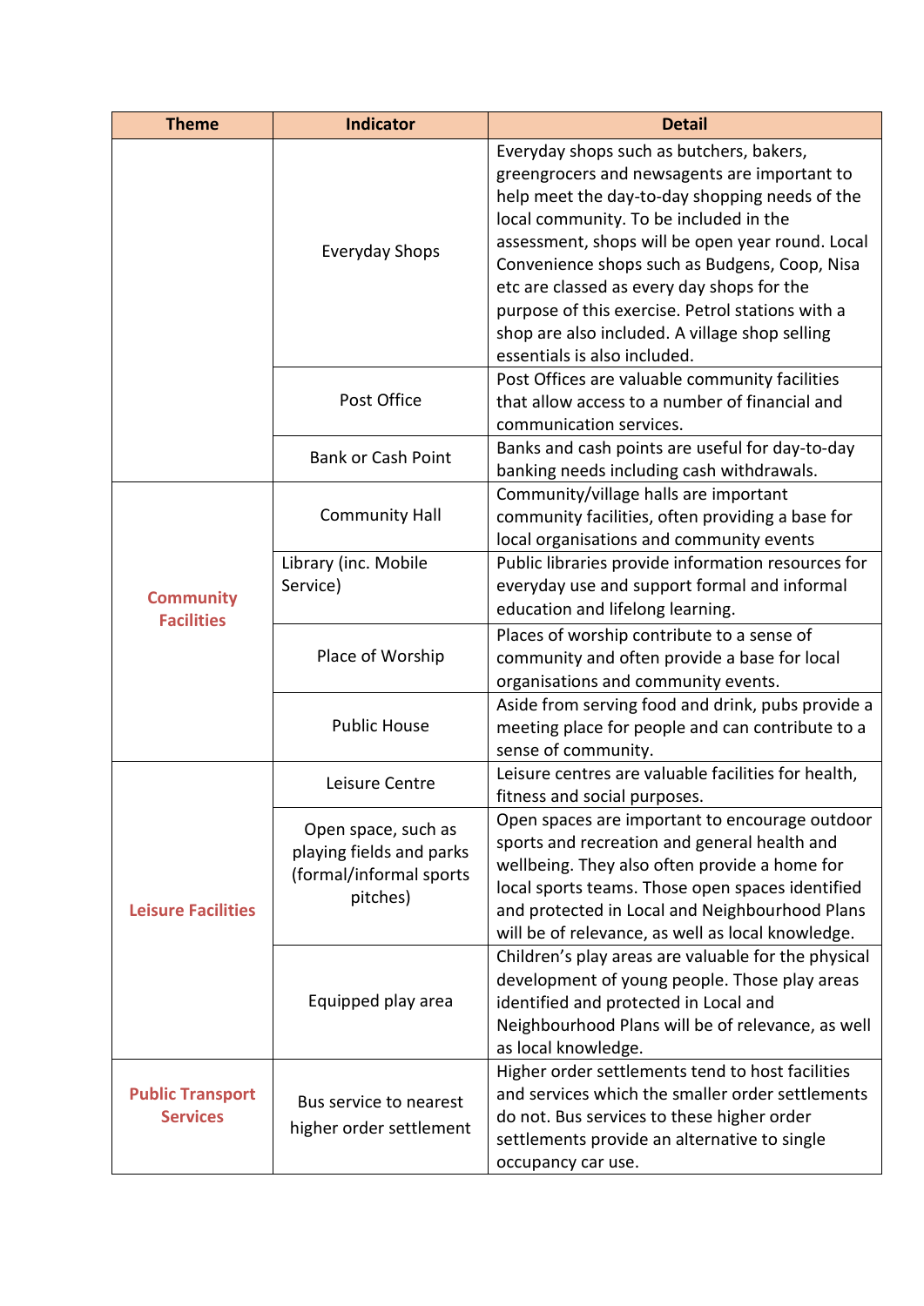| Theme | Indicator | Detail |
|---|---|---|
| | Everyday Shops | Everyday shops such as butchers, bakers, greengrocers and newsagents are important to help meet the day-to-day shopping needs of the local community. To be included in the assessment, shops will be open year round. Local Convenience shops such as Budgens, Coop, Nisa etc are classed as every day shops for the purpose of this exercise. Petrol stations with a shop are also included. A village shop selling essentials is also included. |
| | Post Office | Post Offices are valuable community facilities that allow access to a number of financial and communication services. |
| | Bank or Cash Point | Banks and cash points are useful for day-to-day banking needs including cash withdrawals. |
| **Community Facilities** | Community Hall | Community/village halls are important community facilities, often providing a base for local organisations and community events |
| | Library (inc. Mobile Service) | Public libraries provide information resources for everyday use and support formal and informal education and lifelong learning. |
| | Place of Worship | Places of worship contribute to a sense of community and often provide a base for local organisations and community events. |
| | Public House | Aside from serving food and drink, pubs provide a meeting place for people and can contribute to a sense of community. |
| **Leisure Facilities** | Leisure Centre | Leisure centres are valuable facilities for health, fitness and social purposes. |
| | Open space, such as playing fields and parks (formal/informal sports pitches) | Open spaces are important to encourage outdoor sports and recreation and general health and wellbeing. They also often provide a home for local sports teams. Those open spaces identified and protected in Local and Neighbourhood Plans will be of relevance, as well as local knowledge. |
| | Equipped play area | Children's play areas are valuable for the physical development of young people. Those play areas identified and protected in Local and Neighbourhood Plans will be of relevance, as well as local knowledge. |
| **Public Transport Services** | Bus service to nearest higher order settlement | Higher order settlements tend to host facilities and services which the smaller order settlements do not. Bus services to these higher order settlements provide an alternative to single occupancy car use. |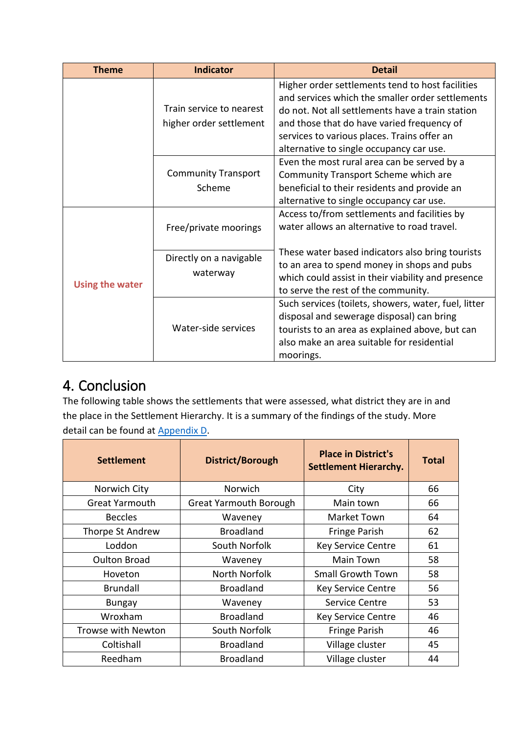| Theme | Indicator | Detail |
|---|---|---|
| | Train service to nearest higher order settlement | Higher order settlements tend to host facilities and services which the smaller order settlements do not. Not all settlements have a train station and those that do have varied frequency of services to various places. Trains offer an alternative to single occupancy car use. |
| | Community Transport Scheme | Even the most rural area can be served by a Community Transport Scheme which are beneficial to their residents and provide an alternative to single occupancy car use. |
| Using the water | Free/private moorings | Access to/from settlements and facilities by water allows an alternative to road travel. These water based indicators also bring tourists to an area to spend money in shops and pubs which could assist in their viability and presence to serve the rest of the community. |
| | Directly on a navigable waterway | |
| | Water-side services | Such services (toilets, showers, water, fuel, litter disposal and sewerage disposal) can bring tourists to an area as explained above, but can also make an area suitable for residential moorings. |

# 4. Conclusion

The following table shows the settlements that were assessed, what district they are in and the place in the Settlement Hierarchy. It is a summary of the findings of the study. More detail can be found at Appendix D.

| Settlement | District/Borough | Place in District's Settlement Hierarchy. | Total |
|---|---|---|---|
| Norwich City | Norwich | City | 66 |
| Great Yarmouth | Great Yarmouth Borough | Main town | 66 |
| Beccles | Waveney | Market Town | 64 |
| Thorpe St Andrew | Broadland | Fringe Parish | 62 |
| Loddon | South Norfolk | Key Service Centre | 61 |
| Oulton Broad | Waveney | Main Town | 58 |
| Hoveton | North Norfolk | Small Growth Town | 58 |
| Brundall | Broadland | Key Service Centre | 56 |
| Bungay | Waveney | Service Centre | 53 |
| Wroxham | Broadland | Key Service Centre | 46 |
| Trowse with Newton | South Norfolk | Fringe Parish | 46 |
| Coltishall | Broadland | Village cluster | 45 |
| Reedham | Broadland | Village cluster | 44 |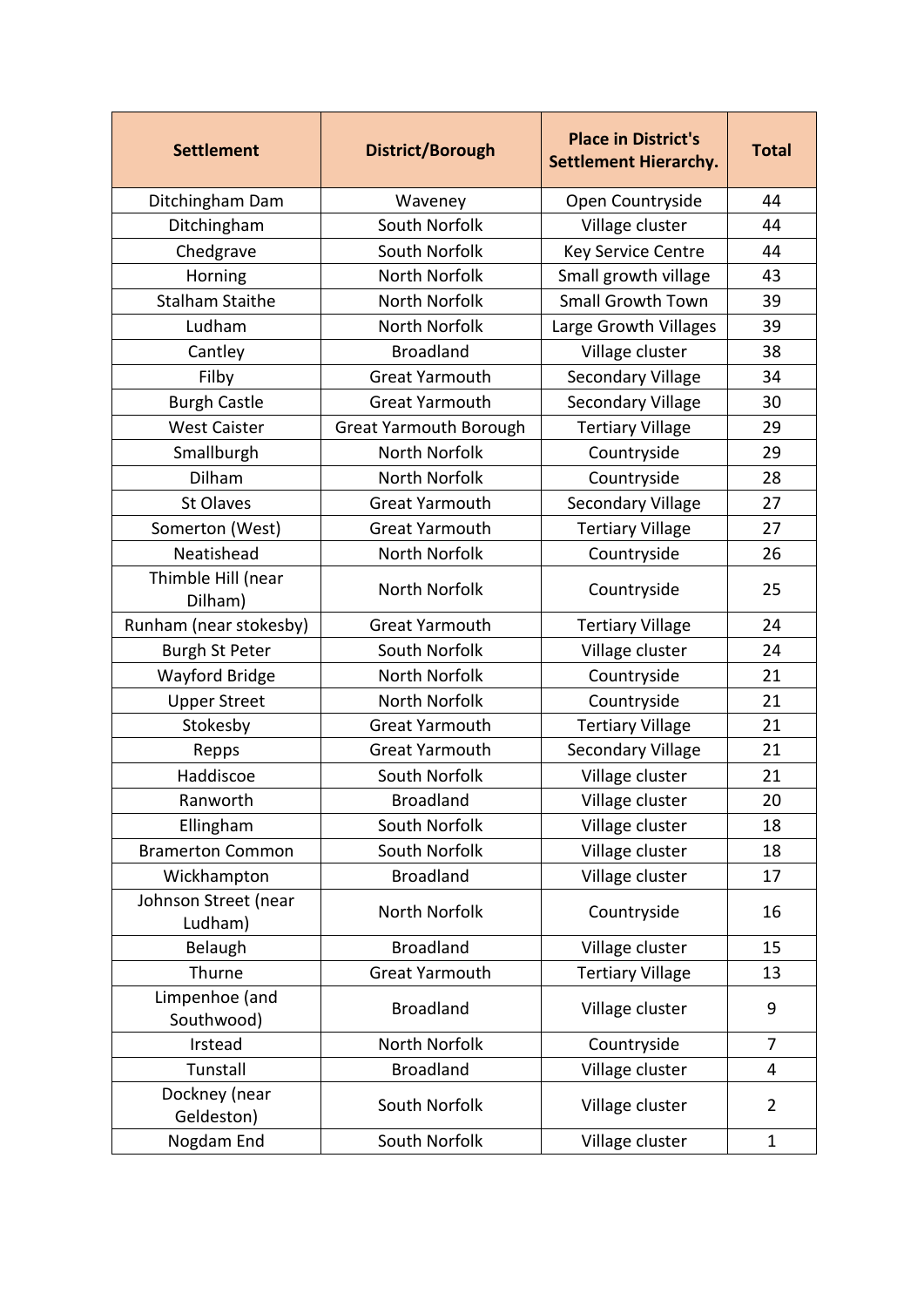| Settlement | District/Borough | Place in District's Settlement Hierarchy. | Total |
|---|---|---|---|
| Ditchingham Dam | Waveney | Open Countryside | 44 |
| Ditchingham | South Norfolk | Village cluster | 44 |
| Chedgrave | South Norfolk | Key Service Centre | 44 |
| Horning | North Norfolk | Small growth village | 43 |
| Stalham Staithe | North Norfolk | Small Growth Town | 39 |
| Ludham | North Norfolk | Large Growth Villages | 39 |
| Cantley | Broadland | Village cluster | 38 |
| Filby | Great Yarmouth | Secondary Village | 34 |
| Burgh Castle | Great Yarmouth | Secondary Village | 30 |
| West Caister | Great Yarmouth Borough | Tertiary Village | 29 |
| Smallburgh | North Norfolk | Countryside | 29 |
| Dilham | North Norfolk | Countryside | 28 |
| St Olaves | Great Yarmouth | Secondary Village | 27 |
| Somerton (West) | Great Yarmouth | Tertiary Village | 27 |
| Neatishead | North Norfolk | Countryside | 26 |
| Thimble Hill (near Dilham) | North Norfolk | Countryside | 25 |
| Runham (near stokesby) | Great Yarmouth | Tertiary Village | 24 |
| Burgh St Peter | South Norfolk | Village cluster | 24 |
| Wayford Bridge | North Norfolk | Countryside | 21 |
| Upper Street | North Norfolk | Countryside | 21 |
| Stokesby | Great Yarmouth | Tertiary Village | 21 |
| Repps | Great Yarmouth | Secondary Village | 21 |
| Haddiscoe | South Norfolk | Village cluster | 21 |
| Ranworth | Broadland | Village cluster | 20 |
| Ellingham | South Norfolk | Village cluster | 18 |
| Bramerton Common | South Norfolk | Village cluster | 18 |
| Wickhampton | Broadland | Village cluster | 17 |
| Johnson Street (near Ludham) | North Norfolk | Countryside | 16 |
| Belaugh | Broadland | Village cluster | 15 |
| Thurne | Great Yarmouth | Tertiary Village | 13 |
| Limpenhoe (and Southwood) | Broadland | Village cluster | 9 |
| Irstead | North Norfolk | Countryside | 7 |
| Tunstall | Broadland | Village cluster | 4 |
| Dockney (near Geldeston) | South Norfolk | Village cluster | 2 |
| Nogdam End | South Norfolk | Village cluster | 1 |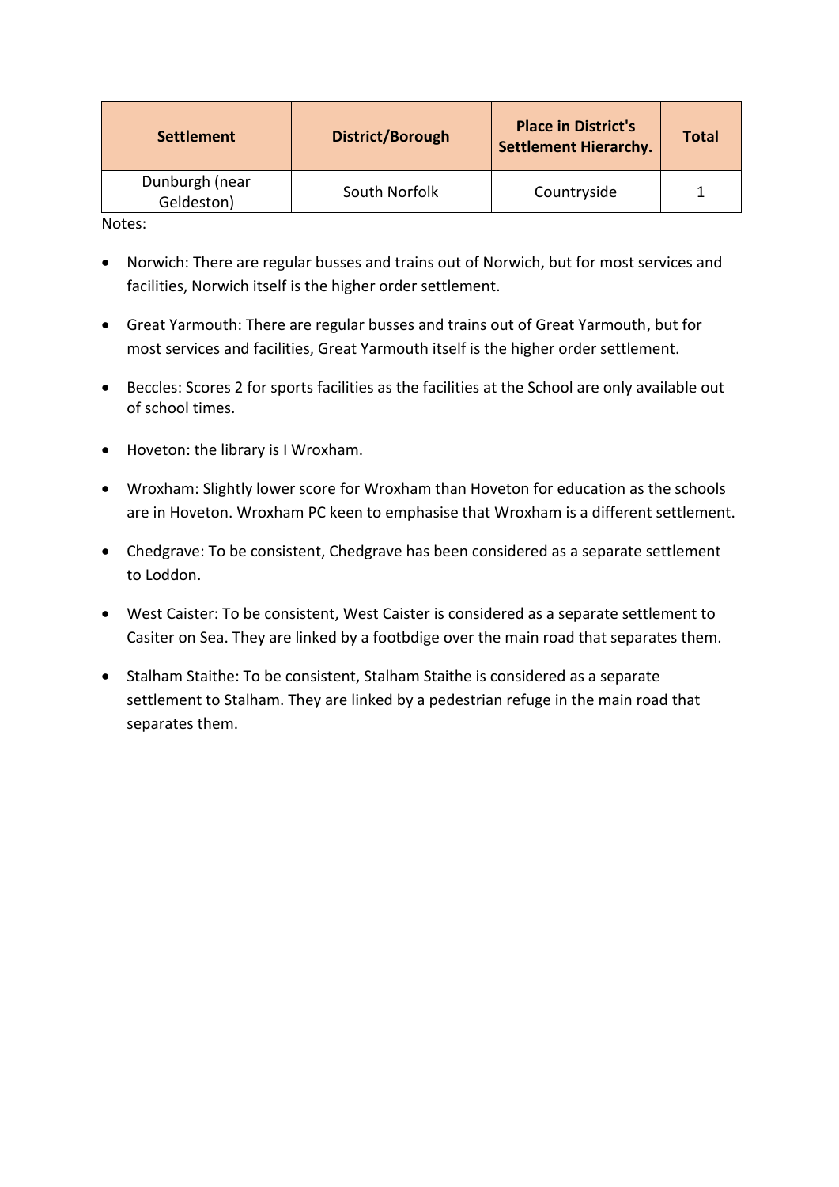| Settlement | District/Borough | Place in District's Settlement Hierarchy. | Total |
|---|---|---|---|
| Dunburgh (near Geldeston) | South Norfolk | Countryside | 1 |

Notes:

- Norwich: There are regular busses and trains out of Norwich, but for most services and facilities, Norwich itself is the higher order settlement.
- Great Yarmouth: There are regular busses and trains out of Great Yarmouth, but for most services and facilities, Great Yarmouth itself is the higher order settlement.
- Beccles: Scores 2 for sports facilities as the facilities at the School are only available out of school times.
- Hoveton: the library is I Wroxham.
- Wroxham: Slightly lower score for Wroxham than Hoveton for education as the schools are in Hoveton. Wroxham PC keen to emphasise that Wroxham is a different settlement.
- Chedgrave: To be consistent, Chedgrave has been considered as a separate settlement to Loddon.
- West Caister: To be consistent, West Caister is considered as a separate settlement to Casiter on Sea. They are linked by a footbdige over the main road that separates them.
- Stalham Staithe: To be consistent, Stalham Staithe is considered as a separate settlement to Stalham. They are linked by a pedestrian refuge in the main road that separates them.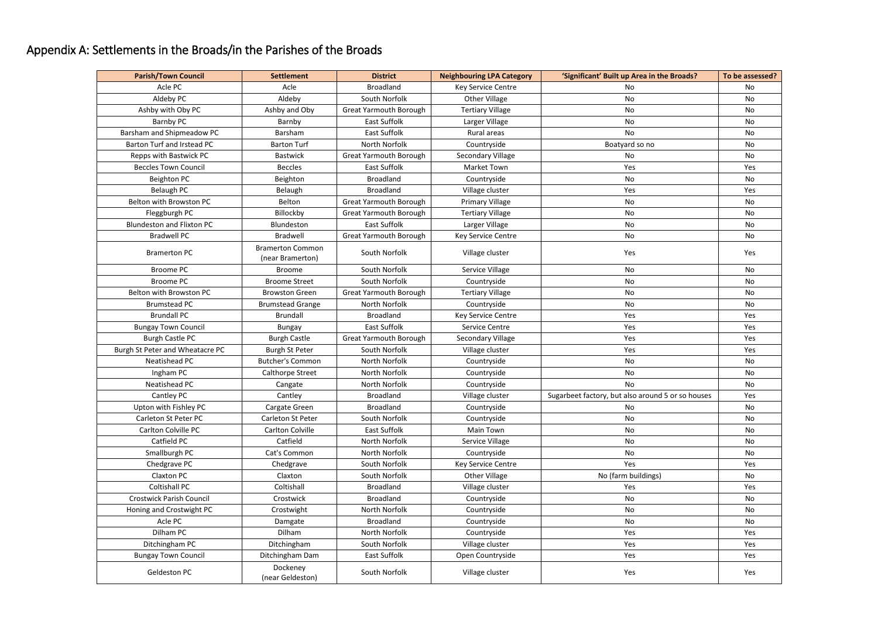# Appendix A: Settlements in the Broads/in the Parishes of the Broads

| Parish/Town Council | Settlement | District | Neighbouring LPA Category | 'Significant' Built up Area in the Broads? | To be assessed? |
|---|---|---|---|---|---|
| Acle PC | Acle | Broadland | Key Service Centre | No | No |
| Aldeby PC | Aldeby | South Norfolk | Other Village | No | No |
| Ashby with Oby PC | Ashby and Oby | Great Yarmouth Borough | Tertiary Village | No | No |
| Barnby PC | Barnby | East Suffolk | Larger Village | No | No |
| Barsham and Shipmeadow PC | Barsham | East Suffolk | Rural areas | No | No |
| Barton Turf and Irstead PC | Barton Turf | North Norfolk | Countryside | Boatyard so no | No |
| Repps with Bastwick PC | Bastwick | Great Yarmouth Borough | Secondary Village | No | No |
| Beccles Town Council | Beccles | East Suffolk | Market Town | Yes | Yes |
| Beighton PC | Beighton | Broadland | Countryside | No | No |
| Belaugh PC | Belaugh | Broadland | Village cluster | Yes | Yes |
| Belton with Browston PC | Belton | Great Yarmouth Borough | Primary Village | No | No |
| Fleggburgh PC | Billockby | Great Yarmouth Borough | Tertiary Village | No | No |
| Blundeston and Flixton PC | Blundeston | East Suffolk | Larger Village | No | No |
| Bradwell PC | Bradwell | Great Yarmouth Borough | Key Service Centre | No | No |
| Bramerton PC | Bramerton Common (near Bramerton) | South Norfolk | Village cluster | Yes | Yes |
| Broome PC | Broome | South Norfolk | Service Village | No | No |
| Broome PC | Broome Street | South Norfolk | Countryside | No | No |
| Belton with Browston PC | Browston Green | Great Yarmouth Borough | Tertiary Village | No | No |
| Brumstead PC | Brumstead Grange | North Norfolk | Countryside | No | No |
| Brundall PC | Brundall | Broadland | Key Service Centre | Yes | Yes |
| Bungay Town Council | Bungay | East Suffolk | Service Centre | Yes | Yes |
| Burgh Castle PC | Burgh Castle | Great Yarmouth Borough | Secondary Village | Yes | Yes |
| Burgh St Peter and Wheatacre PC | Burgh St Peter | South Norfolk | Village cluster | Yes | Yes |
| Neatishead PC | Butcher's Common | North Norfolk | Countryside | No | No |
| Ingham PC | Calthorpe Street | North Norfolk | Countryside | No | No |
| Neatishead PC | Cangate | North Norfolk | Countryside | No | No |
| Cantley PC | Cantley | Broadland | Village cluster | Sugarbeet factory, but also around 5 or so houses | Yes |
| Upton with Fishley PC | Cargate Green | Broadland | Countryside | No | No |
| Carleton St Peter PC | Carleton St Peter | South Norfolk | Countryside | No | No |
| Carlton Colville PC | Carlton Colville | East Suffolk | Main Town | No | No |
| Catfield PC | Catfield | North Norfolk | Service Village | No | No |
| Smallburgh PC | Cat's Common | North Norfolk | Countryside | No | No |
| Chedgrave PC | Chedgrave | South Norfolk | Key Service Centre | Yes | Yes |
| Claxton PC | Claxton | South Norfolk | Other Village | No (farm buildings) | No |
| Coltishall PC | Coltishall | Broadland | Village cluster | Yes | Yes |
| Crostwick Parish Council | Crostwick | Broadland | Countryside | No | No |
| Honing and Crostwight PC | Crostwight | North Norfolk | Countryside | No | No |
| Acle PC | Damgate | Broadland | Countryside | No | No |
| Dilham PC | Dilham | North Norfolk | Countryside | Yes | Yes |
| Ditchingham PC | Ditchingham | South Norfolk | Village cluster | Yes | Yes |
| Bungay Town Council | Ditchingham Dam | East Suffolk | Open Countryside | Yes | Yes |
| Geldeston PC | Dockeney (near Geldeston) | South Norfolk | Village cluster | Yes | Yes |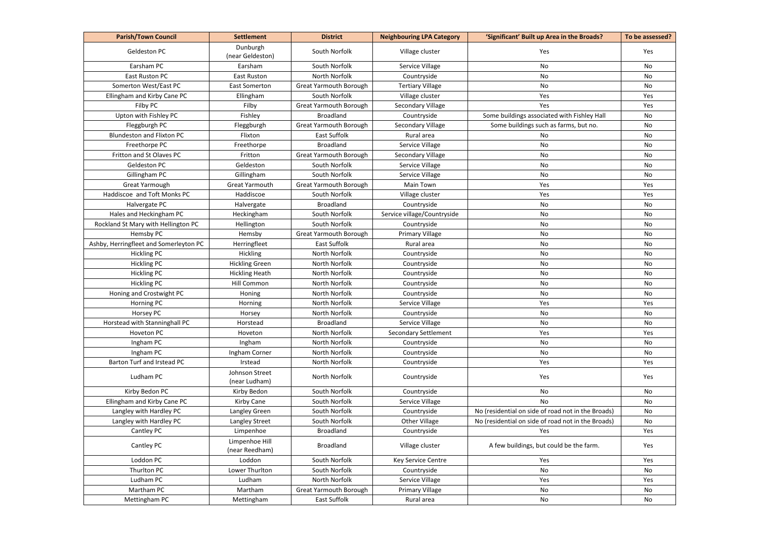| Parish/Town Council | Settlement | District | Neighbouring LPA Category | 'Significant' Built up Area in the Broads? | To be assessed? |
| --- | --- | --- | --- | --- | --- |
| Geldeston PC | Dunburgh (near Geldeston) | South Norfolk | Village cluster | Yes | Yes |
| Earsham PC | Earsham | South Norfolk | Service Village | No | No |
| East Ruston PC | East Ruston | North Norfolk | Countryside | No | No |
| Somerton West/East PC | East Somerton | Great Yarmouth Borough | Tertiary Village | No | No |
| Ellingham and Kirby Cane PC | Ellingham | South Norfolk | Village cluster | Yes | Yes |
| Filby PC | Filby | Great Yarmouth Borough | Secondary Village | Yes | Yes |
| Upton with Fishley PC | Fishley | Broadland | Countryside | Some buildings associated with Fishley Hall | No |
| Fleggburgh PC | Fleggburgh | Great Yarmouth Borough | Secondary Village | Some buildings such as farms, but no. | No |
| Blundeston and Flixton PC | Flixton | East Suffolk | Rural area | No | No |
| Freethorpe PC | Freethorpe | Broadland | Service Village | No | No |
| Fritton and St Olaves PC | Fritton | Great Yarmouth Borough | Secondary Village | No | No |
| Geldeston PC | Geldeston | South Norfolk | Service Village | No | No |
| Gillingham PC | Gillingham | South Norfolk | Service Village | No | No |
| Great Yarmough | Great Yarmouth | Great Yarmouth Borough | Main Town | Yes | Yes |
| Haddiscoe and Toft Monks PC | Haddiscoe | South Norfolk | Village cluster | Yes | Yes |
| Halvergate PC | Halvergate | Broadland | Countryside | No | No |
| Hales and Heckingham PC | Heckingham | South Norfolk | Service village/Countryside | No | No |
| Rockland St Mary with Hellington PC | Hellington | South Norfolk | Countryside | No | No |
| Hemsby PC | Hemsby | Great Yarmouth Borough | Primary Village | No | No |
| Ashby, Herringfleet and Somerleyton PC | Herringfleet | East Suffolk | Rural area | No | No |
| Hickling PC | Hickling | North Norfolk | Countryside | No | No |
| Hickling PC | Hickling Green | North Norfolk | Countryside | No | No |
| Hickling PC | Hickling Heath | North Norfolk | Countryside | No | No |
| Hickling PC | Hill Common | North Norfolk | Countryside | No | No |
| Honing and Crostwight PC | Honing | North Norfolk | Countryside | No | No |
| Horning PC | Horning | North Norfolk | Service Village | Yes | Yes |
| Horsey PC | Horsey | North Norfolk | Countryside | No | No |
| Horstead with Stanninghall PC | Horstead | Broadland | Service Village | No | No |
| Hoveton PC | Hoveton | North Norfolk | Secondary Settlement | Yes | Yes |
| Ingham PC | Ingham | North Norfolk | Countryside | No | No |
| Ingham PC | Ingham Corner | North Norfolk | Countryside | No | No |
| Barton Turf and Irstead PC | Irstead | North Norfolk | Countryside | Yes | Yes |
| Ludham PC | Johnson Street (near Ludham) | North Norfolk | Countryside | Yes | Yes |
| Kirby Bedon PC | Kirby Bedon | South Norfolk | Countryside | No | No |
| Ellingham and Kirby Cane PC | Kirby Cane | South Norfolk | Service Village | No | No |
| Langley with Hardley PC | Langley Green | South Norfolk | Countryside | No (residential on side of road not in the Broads) | No |
| Langley with Hardley PC | Langley Street | South Norfolk | Other Village | No (residential on side of road not in the Broads) | No |
| Cantley PC | Limpenhoe | Broadland | Countryside | Yes | Yes |
| Cantley PC | Limpenhoe Hill (near Reedham) | Broadland | Village cluster | A few buildings, but could be the farm. | Yes |
| Loddon PC | Loddon | South Norfolk | Key Service Centre | Yes | Yes |
| Thurlton PC | Lower Thurlton | South Norfolk | Countryside | No | No |
| Ludham PC | Ludham | North Norfolk | Service Village | Yes | Yes |
| Martham PC | Martham | Great Yarmouth Borough | Primary Village | No | No |
| Mettingham PC | Mettingham | East Suffolk | Rural area | No | No |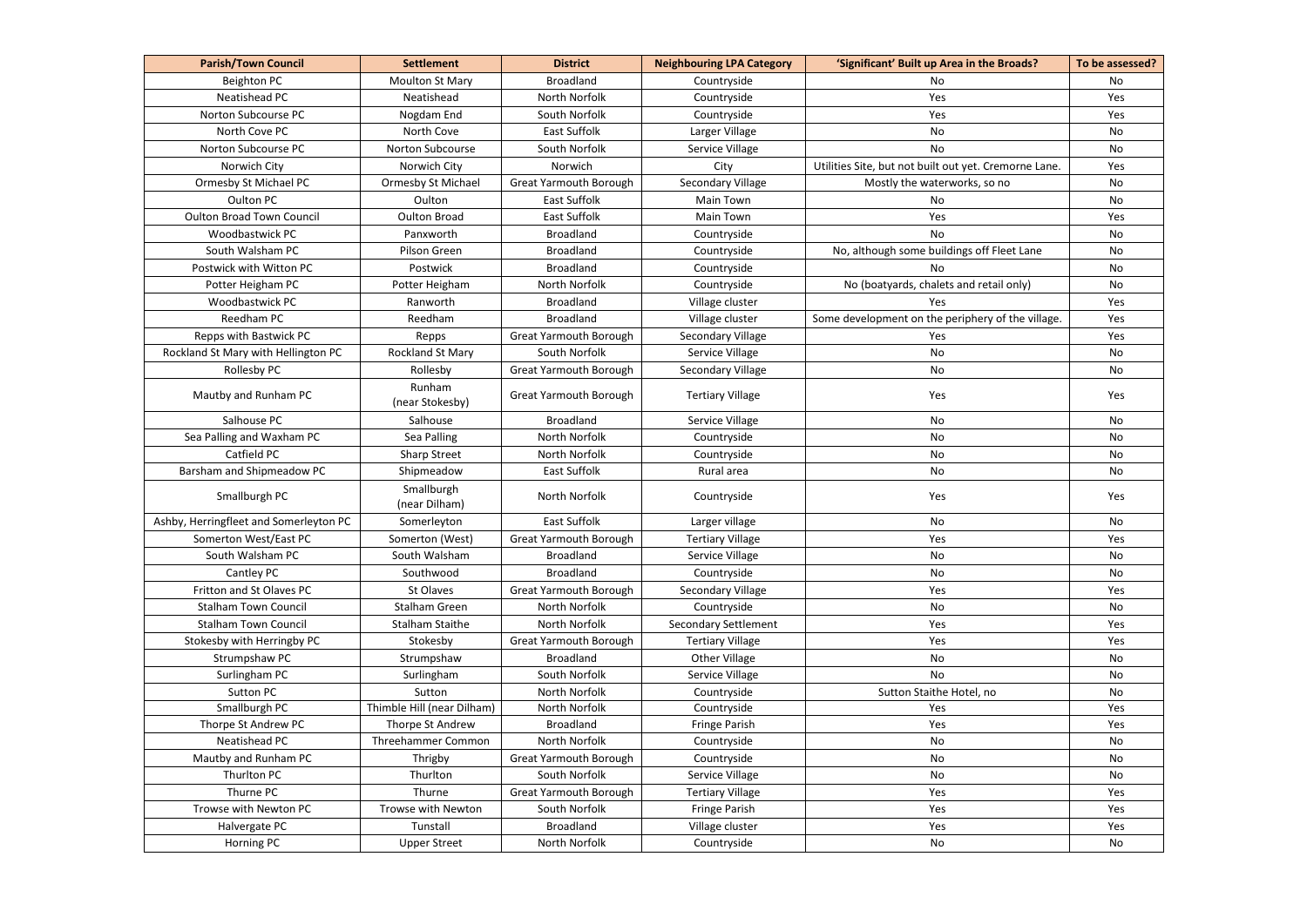| Parish/Town Council | Settlement | District | Neighbouring LPA Category | 'Significant' Built up Area in the Broads? | To be assessed? |
| --- | --- | --- | --- | --- | --- |
| Beighton PC | Moulton St Mary | Broadland | Countryside | No | No |
| Neatishead PC | Neatishead | North Norfolk | Countryside | Yes | Yes |
| Norton Subcourse PC | Nogdam End | South Norfolk | Countryside | Yes | Yes |
| North Cove PC | North Cove | East Suffolk | Larger Village | No | No |
| Norton Subcourse PC | Norton Subcourse | South Norfolk | Service Village | No | No |
| Norwich City | Norwich City | Norwich | City | Utilities Site, but not built out yet. Cremorne Lane. | Yes |
| Ormesby St Michael PC | Ormesby St Michael | Great Yarmouth Borough | Secondary Village | Mostly the waterworks, so no | No |
| Oulton PC | Oulton | East Suffolk | Main Town | No | No |
| Oulton Broad Town Council | Oulton Broad | East Suffolk | Main Town | Yes | Yes |
| Woodbastwick PC | Panxworth | Broadland | Countryside | No | No |
| South Walsham PC | Pilson Green | Broadland | Countryside | No, although some buildings off Fleet Lane | No |
| Postwick with Witton PC | Postwick | Broadland | Countryside | No | No |
| Potter Heigham PC | Potter Heigham | North Norfolk | Countryside | No (boatyards, chalets and retail only) | No |
| Woodbastwick PC | Ranworth | Broadland | Village cluster | Yes | Yes |
| Reedham PC | Reedham | Broadland | Village cluster | Some development on the periphery of the village. | Yes |
| Repps with Bastwick PC | Repps | Great Yarmouth Borough | Secondary Village | Yes | Yes |
| Rockland St Mary with Hellington PC | Rockland St Mary | South Norfolk | Service Village | No | No |
| Rollesby PC | Rollesby | Great Yarmouth Borough | Secondary Village | No | No |
| Mautby and Runham PC | Runham (near Stokesby) | Great Yarmouth Borough | Tertiary Village | Yes | Yes |
| Salhouse PC | Salhouse | Broadland | Service Village | No | No |
| Sea Palling and Waxham PC | Sea Palling | North Norfolk | Countryside | No | No |
| Catfield PC | Sharp Street | North Norfolk | Countryside | No | No |
| Barsham and Shipmeadow PC | Shipmeadow | East Suffolk | Rural area | No | No |
| Smallburgh PC | Smallburgh (near Dilham) | North Norfolk | Countryside | Yes | Yes |
| Ashby, Herringfleet and Somerleyton PC | Somerleyton | East Suffolk | Larger village | No | No |
| Somerton West/East PC | Somerton (West) | Great Yarmouth Borough | Tertiary Village | Yes | Yes |
| South Walsham PC | South Walsham | Broadland | Service Village | No | No |
| Cantley PC | Southwood | Broadland | Countryside | No | No |
| Fritton and St Olaves PC | St Olaves | Great Yarmouth Borough | Secondary Village | Yes | Yes |
| Stalham Town Council | Stalham Green | North Norfolk | Countryside | No | No |
| Stalham Town Council | Stalham Staithe | North Norfolk | Secondary Settlement | Yes | Yes |
| Stokesby with Herringby PC | Stokesby | Great Yarmouth Borough | Tertiary Village | Yes | Yes |
| Strumpshaw PC | Strumpshaw | Broadland | Other Village | No | No |
| Surlingham PC | Surlingham | South Norfolk | Service Village | No | No |
| Sutton PC | Sutton | North Norfolk | Countryside | Sutton Staithe Hotel, no | No |
| Smallburgh PC | Thimble Hill (near Dilham) | North Norfolk | Countryside | Yes | Yes |
| Thorpe St Andrew PC | Thorpe St Andrew | Broadland | Fringe Parish | Yes | Yes |
| Neatishead PC | Threehammer Common | North Norfolk | Countryside | No | No |
| Mautby and Runham PC | Thrigby | Great Yarmouth Borough | Countryside | No | No |
| Thurlton PC | Thurlton | South Norfolk | Service Village | No | No |
| Thurne PC | Thurne | Great Yarmouth Borough | Tertiary Village | Yes | Yes |
| Trowse with Newton PC | Trowse with Newton | South Norfolk | Fringe Parish | Yes | Yes |
| Halvergate PC | Tunstall | Broadland | Village cluster | Yes | Yes |
| Horning PC | Upper Street | North Norfolk | Countryside | No | No |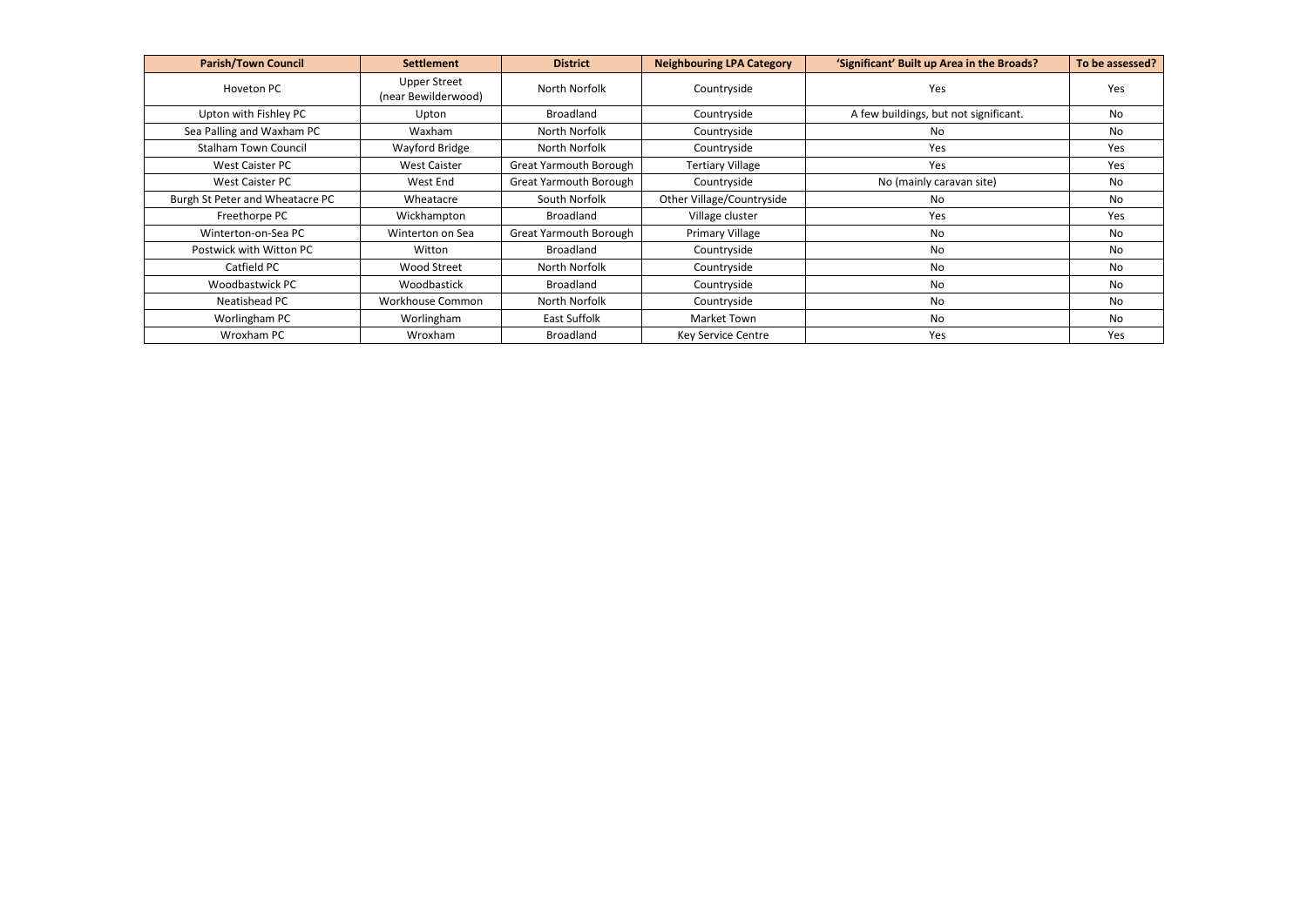| Parish/Town Council | Settlement | District | Neighbouring LPA Category | 'Significant' Built up Area in the Broads? | To be assessed? |
|---|---|---|---|---|---|
| Hoveton PC | Upper Street (near Bewilderwood) | North Norfolk | Countryside | Yes | Yes |
| Upton with Fishley PC | Upton | Broadland | Countryside | A few buildings, but not significant. | No |
| Sea Palling and Waxham PC | Waxham | North Norfolk | Countryside | No | No |
| Stalham Town Council | Wayford Bridge | North Norfolk | Countryside | Yes | Yes |
| West Caister PC | West Caister | Great Yarmouth Borough | Tertiary Village | Yes | Yes |
| West Caister PC | West End | Great Yarmouth Borough | Countryside | No (mainly caravan site) | No |
| Burgh St Peter and Wheatacre PC | Wheatacre | South Norfolk | Other Village/Countryside | No | No |
| Freethorpe PC | Wickhampton | Broadland | Village cluster | Yes | Yes |
| Winterton-on-Sea PC | Winterton on Sea | Great Yarmouth Borough | Primary Village | No | No |
| Postwick with Witton PC | Witton | Broadland | Countryside | No | No |
| Catfield PC | Wood Street | North Norfolk | Countryside | No | No |
| Woodbastwick PC | Woodbastick | Broadland | Countryside | No | No |
| Neatishead PC | Workhouse Common | North Norfolk | Countryside | No | No |
| Worlingham PC | Worlingham | East Suffolk | Market Town | No | No |
| Wroxham PC | Wroxham | Broadland | Key Service Centre | Yes | Yes |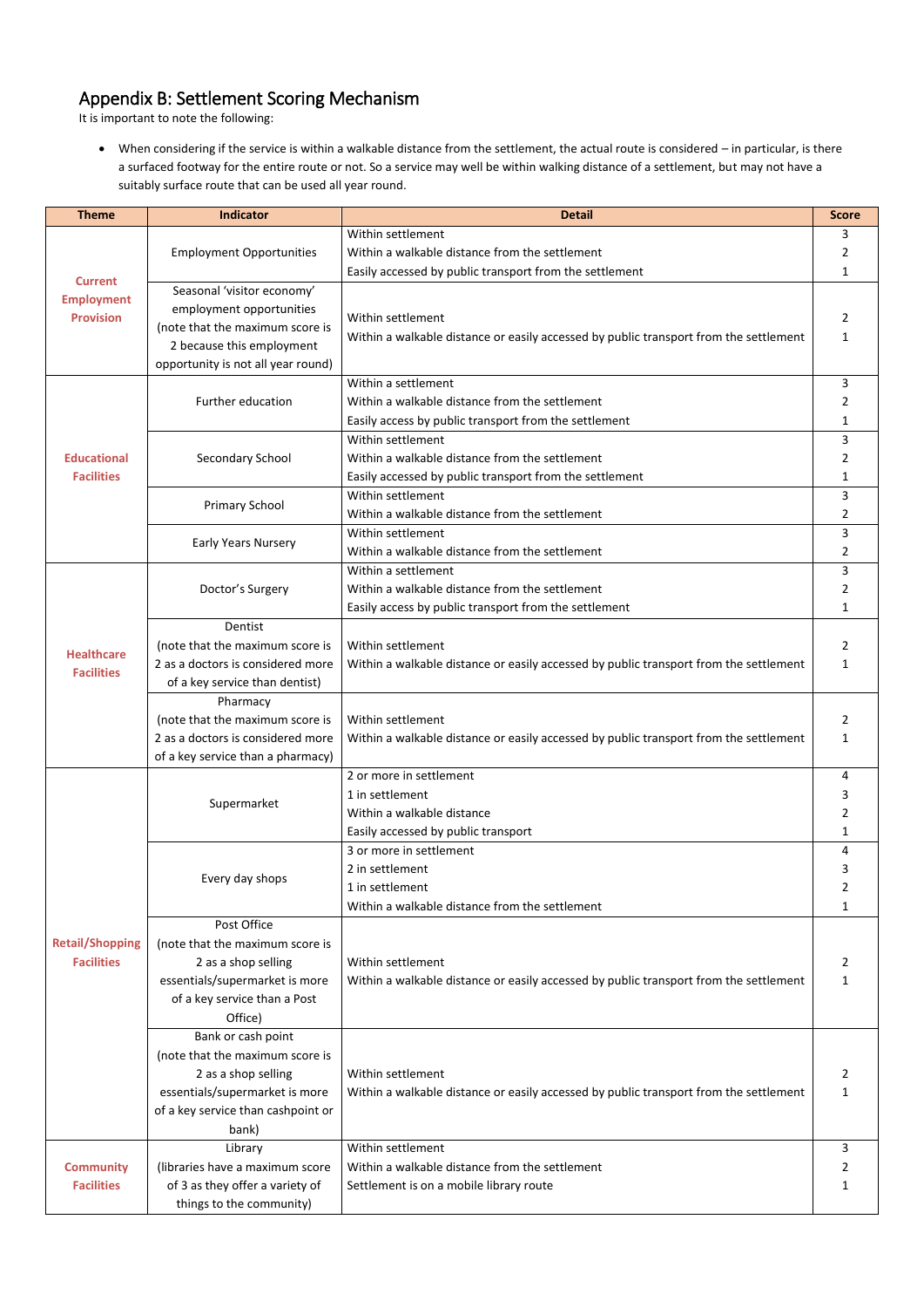## Appendix B: Settlement Scoring Mechanism

It is important to note the following:

- When considering if the service is within a walkable distance from the settlement, the actual route is considered – in particular, is there a surfaced footway for the entire route or not. So a service may well be within walking distance of a settlement, but may not have a suitably surface route that can be used all year round.

| Theme | Indicator | Detail | Score |
|---|---|---|---|
| **Current Employment Provision** | Employment Opportunities | Within settlement | 3 |
| | | Within a walkable distance from the settlement | 2 |
| | | Easily accessed by public transport from the settlement | 1 |
| | Seasonal 'visitor economy' employment opportunities (note that the maximum score is 2 because this employment opportunity is not all year round) | Within settlement | 2 |
| | | Within a walkable distance or easily accessed by public transport from the settlement | 1 |
| **Educational Facilities** | Further education | Within a settlement | 3 |
| | | Within a walkable distance from the settlement | 2 |
| | | Easily access by public transport from the settlement | 1 |
| | Secondary School | Within settlement | 3 |
| | | Within a walkable distance from the settlement | 2 |
| | | Easily accessed by public transport from the settlement | 1 |
| | Primary School | Within settlement | 3 |
| | | Within a walkable distance from the settlement | 2 |
| | Early Years Nursery | Within settlement | 3 |
| | | Within a walkable distance from the settlement | 2 |
| **Healthcare Facilities** | Doctor's Surgery | Within a settlement | 3 |
| | | Within a walkable distance from the settlement | 2 |
| | | Easily access by public transport from the settlement | 1 |
| | Dentist (note that the maximum score is 2 as a doctors is considered more of a key service than dentist) | Within settlement | 2 |
| | | Within a walkable distance or easily accessed by public transport from the settlement | 1 |
| | Pharmacy (note that the maximum score is 2 as a doctors is considered more of a key service than a pharmacy) | Within settlement | 2 |
| | | Within a walkable distance or easily accessed by public transport from the settlement | 1 |
| **Retail/Shopping Facilities** | Supermarket | 2 or more in settlement | 4 |
| | | 1 in settlement | 3 |
| | | Within a walkable distance | 2 |
| | | Easily accessed by public transport | 1 |
| | Every day shops | 3 or more in settlement | 4 |
| | | 2 in settlement | 3 |
| | | 1 in settlement | 2 |
| | | Within a walkable distance from the settlement | 1 |
| | Post Office (note that the maximum score is 2 as a shop selling essentials/supermarket is more of a key service than a Post Office) | Within settlement | 2 |
| | | Within a walkable distance or easily accessed by public transport from the settlement | 1 |
| | Bank or cash point (note that the maximum score is 2 as a shop selling essentials/supermarket is more of a key service than cashpoint or bank) | Within settlement | 2 |
| | | Within a walkable distance or easily accessed by public transport from the settlement | 1 |
| **Community Facilities** | Library (libraries have a maximum score of 3 as they offer a variety of things to the community) | Within settlement | 3 |
| | | Within a walkable distance from the settlement | 2 |
| | | Settlement is on a mobile library route | 1 |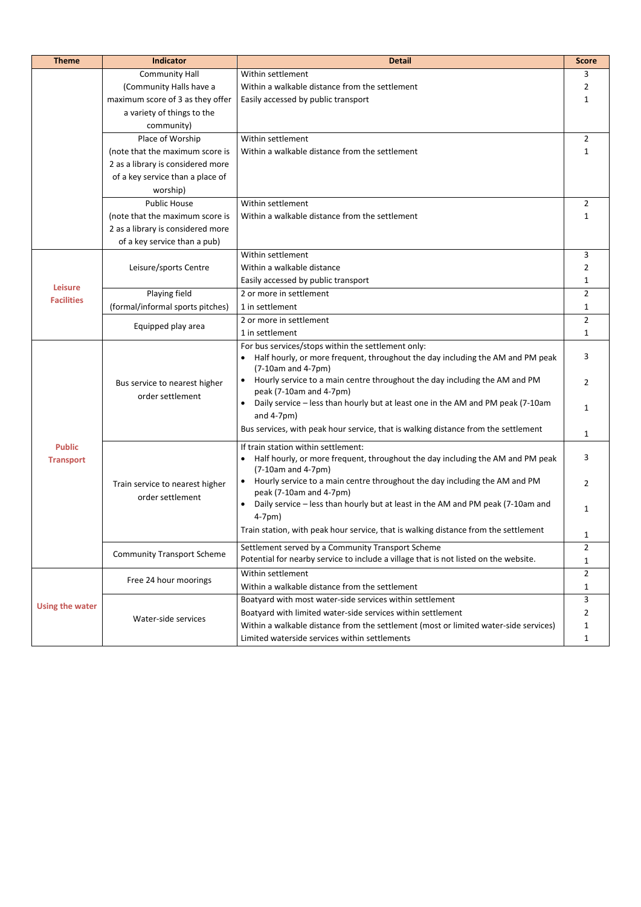| Theme | Indicator | Detail | Score |
|---|---|---|---|
| | Community Hall (Community Halls have a maximum score of 3 as they offer a variety of things to the community) | Within settlement | 3 |
| | | Within a walkable distance from the settlement | 2 |
| | | Easily accessed by public transport | 1 |
| | Place of Worship (note that the maximum score is 2 as a library is considered more of a key service than a place of worship) | Within settlement | 2 |
| | | Within a walkable distance from the settlement | 1 |
| | Public House (note that the maximum score is 2 as a library is considered more of a key service than a pub) | Within settlement | 2 |
| | | Within a walkable distance from the settlement | 1 |
| **Leisure Facilities** | Leisure/sports Centre | Within settlement | 3 |
| | | Within a walkable distance | 2 |
| | | Easily accessed by public transport | 1 |
| | Playing field (formal/informal sports pitches) | 2 or more in settlement | 2 |
| | | 1 in settlement | 1 |
| | Equipped play area | 2 or more in settlement | 2 |
| | | 1 in settlement | 1 |
| **Public Transport** | Bus service to nearest higher order settlement | For bus services/stops within the settlement only: | |
| | | • Half hourly, or more frequent, throughout the day including the AM and PM peak (7-10am and 4-7pm) | 3 |
| | | • Hourly service to a main centre throughout the day including the AM and PM peak (7-10am and 4-7pm) | 2 |
| | | • Daily service – less than hourly but at least one in the AM and PM peak (7-10am and 4-7pm) | 1 |
| | | Bus services, with peak hour service, that is walking distance from the settlement | 1 |
| | Train service to nearest higher order settlement | If train station within settlement: | |
| | | • Half hourly, or more frequent, throughout the day including the AM and PM peak (7-10am and 4-7pm) | 3 |
| | | • Hourly service to a main centre throughout the day including the AM and PM peak (7-10am and 4-7pm) | 2 |
| | | • Daily service – less than hourly but at least in the AM and PM peak (7-10am and 4-7pm) | 1 |
| | | Train station, with peak hour service, that is walking distance from the settlement | 1 |
| | Community Transport Scheme | Settlement served by a Community Transport Scheme | 2 |
| | | Potential for nearby service to include a village that is not listed on the website. | 1 |
| **Using the water** | Free 24 hour moorings | Within settlement | 2 |
| | | Within a walkable distance from the settlement | 1 |
| | Water-side services | Boatyard with most water-side services within settlement | 3 |
| | | Boatyard with limited water-side services within settlement | 2 |
| | | Within a walkable distance from the settlement (most or limited water-side services) | 1 |
| | | Limited waterside services within settlements | 1 |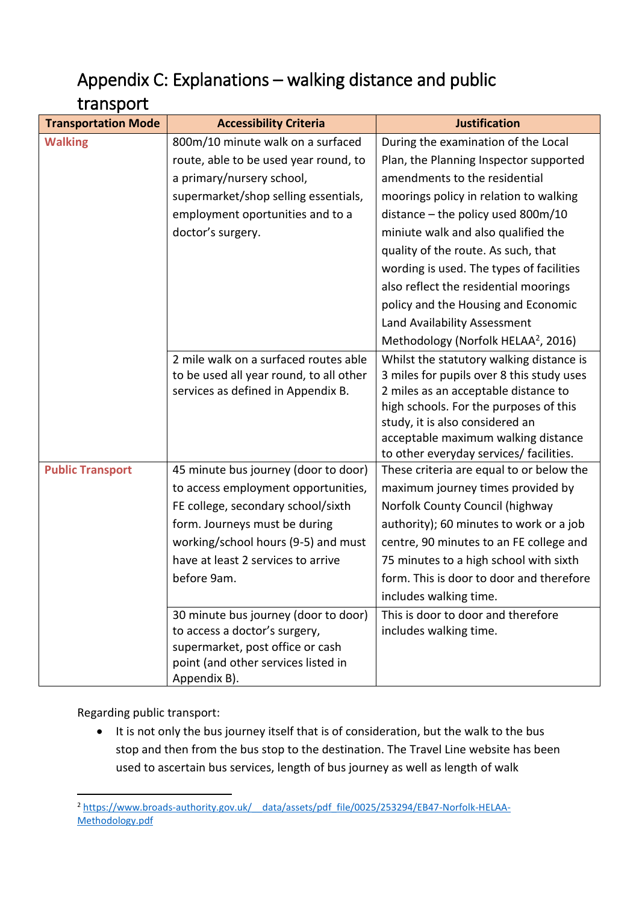# Appendix C: Explanations – walking distance and public transport

| Transportation Mode | Accessibility Criteria | Justification |
|---|---|---|
| **Walking** | 800m/10 minute walk on a surfaced route, able to be used year round, to a primary/nursery school, supermarket/shop selling essentials, employment oportunities and to a doctor's surgery. | During the examination of the Local Plan, the Planning Inspector supported amendments to the residential moorings policy in relation to walking distance – the policy used 800m/10 miniute walk and also qualified the quality of the route. As such, that wording is used. The types of facilities also reflect the residential moorings policy and the Housing and Economic Land Availability Assessment Methodology (Norfolk HELAA[2], 2016) |
| | 2 mile walk on a surfaced routes able to be used all year round, to all other services as defined in Appendix B. | Whilst the statutory walking distance is 3 miles for pupils over 8 this study uses 2 miles as an acceptable distance to high schools. For the purposes of this study, it is also considered an acceptable maximum walking distance to other everyday services/ facilities. |
| **Public Transport** | 45 minute bus journey (door to door) to access employment opportunities, FE college, secondary school/sixth form. Journeys must be during working/school hours (9-5) and must have at least 2 services to arrive before 9am. | These criteria are equal to or below the maximum journey times provided by Norfolk County Council (highway authority); 60 minutes to work or a job centre, 90 minutes to an FE college and 75 minutes to a high school with sixth form. This is door to door and therefore includes walking time. |
| | 30 minute bus journey (door to door) to access a doctor's surgery, supermarket, post office or cash point (and other services listed in Appendix B). | This is door to door and therefore includes walking time. |

Regarding public transport:

- It is not only the bus journey itself that is of consideration, but the walk to the bus stop and then from the bus stop to the destination. The Travel Line website has been used to ascertain bus services, length of bus journey as well as length of walk

[2] https://www.broads-authority.gov.uk/__data/assets/pdf_file/0025/253294/EB47-Norfolk-HELAA-Methodology.pdf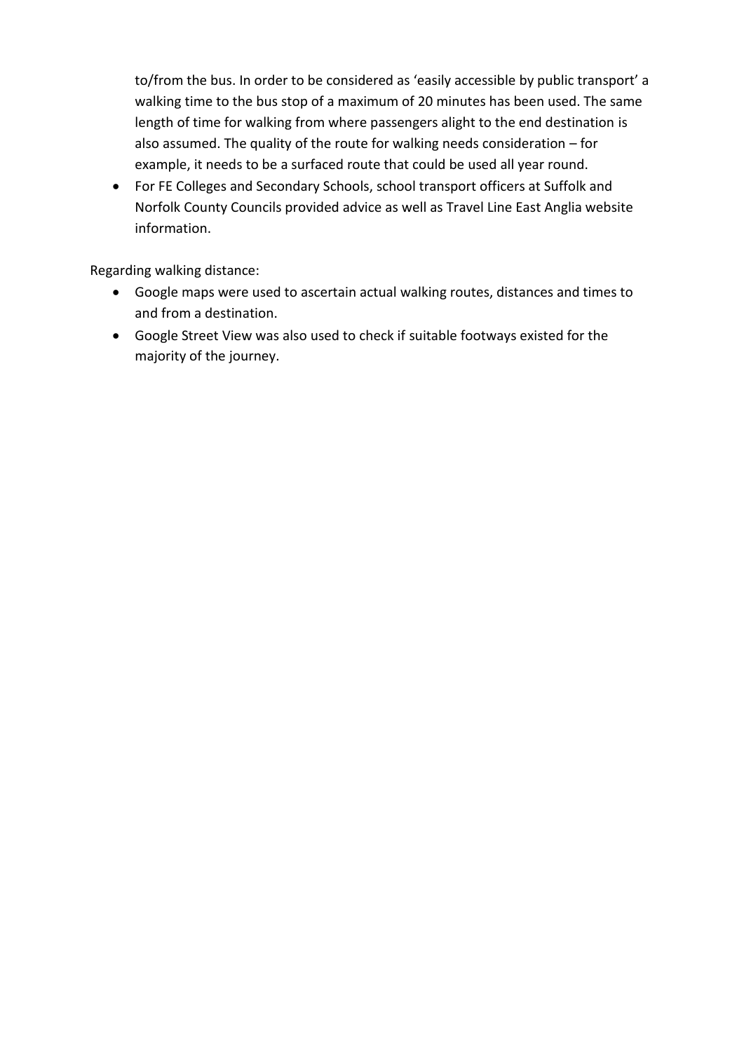to/from the bus. In order to be considered as 'easily accessible by public transport' a walking time to the bus stop of a maximum of 20 minutes has been used. The same length of time for walking from where passengers alight to the end destination is also assumed. The quality of the route for walking needs consideration – for example, it needs to be a surfaced route that could be used all year round.

- For FE Colleges and Secondary Schools, school transport officers at Suffolk and Norfolk County Councils provided advice as well as Travel Line East Anglia website information.

Regarding walking distance:

- Google maps were used to ascertain actual walking routes, distances and times to and from a destination.
- Google Street View was also used to check if suitable footways existed for the majority of the journey.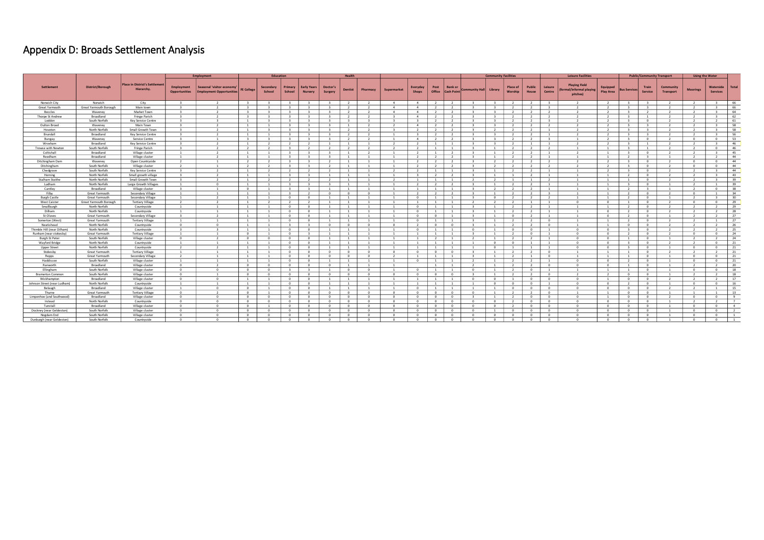# Appendix D: Broads Settlement Analysis

| Settlement | District/Borough | Place in District's Settlement Hierarchy. | Employment | | Education | | | | Health | | | | | | | Community Facilities | | | | Leisure Facilities | | | Public/Community Transport | | | Using the Water | | Total |
|---|---|---|---|---|---|---|---|---|---|---|---|---|---|---|---|---|---|---|---|---|---|---|---|---|---|---|---|---|
| | | | Employment Opportunities | Seasonal 'visitor economy' Employment Opportunities | FE College | Secondary School | Primary School | Early Years Nursery | Doctor's Surgery | Dentist | Pharmacy | Supermarket | Everyday Shops | Post Office | Bank or Cash Point | Community Hall | Library | Place of Worship | Public House | Leisure Centre | Playing Field (formal/informal playing pitches) | Equipped Play Area | Bus Services | Train Service | Community Transport | Moorings | Waterside Services | |
| Norwich City | Norwich | City | 3 | 2 | 3 | 3 | 3 | 3 | 3 | 2 | 2 | 4 | 4 | 2 | 2 | 3 | 3 | 2 | 2 | 3 | 2 | 2 | 3 | 3 | 2 | 2 | 3 | 66 |
| Great Yarmouth | Great Yarmouth Borough | Main town | 3 | 2 | 3 | 3 | 3 | 3 | 3 | 2 | 2 | 4 | 4 | 2 | 2 | 3 | 3 | 2 | 2 | 3 | 2 | 2 | 3 | 3 | 2 | 2 | 3 | 66 |
| Beccles | Waveney | Market Town | 3 | 2 | 3 | 3 | 3 | 3 | 3 | 2 | 2 | 4 | 4 | 2 | 2 | 3 | 3 | 2 | 2 | 2 | 2 | 2 | 3 | 2 | 2 | 2 | 3 | 64 |
| Thorpe St Andrew | Broadland | Fringe Parish | 3 | 2 | 3 | 3 | 3 | 3 | 3 | 2 | 2 | 3 | 4 | 2 | 2 | 3 | 3 | 2 | 2 | 2 | 2 | 2 | 3 | 1 | 2 | 2 | 3 | 62 |
| Loddon | South Norfolk | Key Service Centre | 3 | 3 | 1 | 3 | 3 | 3 | 3 | 3 | 3 | 3 | 3 | 2 | 2 | 3 | 3 | 2 | 2 | 3 | 2 | 2 | 3 | 0 | 2 | 2 | 2 | 61 |
| Oulton Broad | Waveney | Main Town | 3 | 2 | 1 | 1 | 3 | 3 | 3 | 1 | 2 | 2 | 4 | 2 | 2 | 3 | 3 | 2 | 2 | 2 | 2 | 2 | 3 | 3 | 2 | 2 | 3 | 58 |
| Hoveton | North Norfolk | Small Growth Town | 3 | 2 | 1 | 3 | 3 | 3 | 3 | 2 | 2 | 3 | 2 | 2 | 2 | 3 | 2 | 2 | 2 | 1 | 2 | 2 | 3 | 3 | 2 | 2 | 3 | 58 |
| Brundall | Broadland | Key Service Centre | 3 | 2 | 1 | 1 | 3 | 3 | 3 | 2 | 2 | 1 | 3 | 2 | 2 | 3 | 3 | 2 | 2 | 1 | 2 | 2 | 3 | 3 | 2 | 2 | 3 | 56 |
| Bungay | Waveney | Service Centre | 3 | 1 | 3 | 3 | 3 | 3 | 3 | 2 | 2 | 1 | 4 | 2 | 2 | 3 | 3 | 2 | 2 | 3 | 1 | 2 | 3 | 0 | 2 | 0 | 0 | 53 |
| Wroxham | Broadland | Key Service Centre | 3 | 2 | 1 | 2 | 2 | 2 | 1 | 1 | 1 | 2 | 2 | 1 | 1 | 3 | 3 | 2 | 1 | 1 | 2 | 2 | 3 | 1 | 2 | 2 | 3 | 46 |
| Trowse with Newton | South Norfolk | Fringe Parish | 3 | 2 | 2 | 2 | 3 | 2 | 2 | 2 | 2 | 2 | 2 | 1 | 1 | 3 | 1 | 2 | 2 | 2 | 1 | 1 | 3 | 1 | 2 | 2 | 0 | 46 |
| Coltishall | Broadland | Village cluster | 1 | 2 | 1 | 1 | 3 | 3 | 3 | 1 | 2 | 1 | 2 | 1 | 2 | 3 | 1 | 2 | 2 | 1 | 2 | 2 | 3 | 0 | 2 | 2 | 3 | 45 |
| Reedham | Broadland | Village cluster | 1 | 2 | 1 | 1 | 3 | 3 | 3 | 1 | 1 | 1 | 2 | 2 | 2 | 3 | 1 | 2 | 2 | 1 | 1 | 1 | 2 | 3 | 1 | 2 | 2 | 44 |
| Ditchingham Dam | Waveney | Open Countryside | 2 | 1 | 2 | 2 | 3 | 3 | 2 | 1 | 1 | 1 | 2 | 2 | 2 | 3 | 2 | 2 | 2 | 2 | 2 | 2 | 3 | 0 | 2 | 0 | 0 | 44 |
| Ditchingham | South Norfolk | Village cluster | 2 | 1 | 2 | 2 | 3 | 3 | 2 | 1 | 1 | 1 | 2 | 2 | 2 | 3 | 2 | 2 | 2 | 2 | 2 | 2 | 3 | 0 | 2 | 0 | 0 | 44 |
| Chedgrave | South Norfolk | Key Service Centre | 3 | 2 | 1 | 2 | 2 | 2 | 2 | 1 | 1 | 2 | 2 | 1 | 1 | 3 | 1 | 2 | 2 | 1 | 1 | 2 | 3 | 0 | 2 | 2 | 3 | 44 |
| Horning | North Norfolk | Small growth village | 3 | 2 | 1 | 1 | 3 | 3 | 1 | 1 | 1 | 1 | 3 | 2 | 2 | 3 | 1 | 1 | 2 | 1 | 1 | 1 | 2 | 0 | 2 | 2 | 3 | 43 |
| Stalham Staithe | North Norfolk | Small Growth Town | 3 | 2 | 1 | 2 | 2 | 2 | 2 | 1 | 1 | 2 | 1 | 1 | 1 | 2 | 2 | 1 | 1 | 2 | 1 | 1 | 1 | 0 | 2 | 2 | 3 | 39 |
| Ludham | North Norfolk | Large Growth Villages | 1 | 0 | 1 | 1 | 3 | 3 | 3 | 1 | 1 | 1 | 2 | 2 | 2 | 3 | 1 | 2 | 2 | 1 | 1 | 1 | 3 | 0 | 1 | 2 | 1 | 39 |
| Cantley | Broadland | Village cluster | 3 | 1 | 0 | 1 | 3 | 3 | 1 | 1 | 1 | 1 | 1 | 1 | 1 | 3 | 2 | 2 | 2 | 1 | 1 | 1 | 2 | 3 | 1 | 2 | 0 | 38 |
| Filby | Great Yarmouth | Secondary Village | 1 | 1 | 1 | 1 | 3 | 2 | 0 | 0 | 0 | 1 | 2 | 2 | 2 | 3 | 1 | 2 | 2 | 3 | 1 | 1 | 2 | 0 | 2 | 0 | 1 | 34 |
| Burgh Castle | Great Yarmouth | Secondary Village | 1 | 2 | 1 | 1 | 0 | 0 | 1 | 1 | 1 | 1 | 0 | 1 | 1 | 3 | 0 | 2 | 2 | 2 | 1 | 1 | 2 | 0 | 1 | 2 | 3 | 30 |
| West Caister | Great Yarmouth Borough | Tertiary Village | 2 | 2 | 1 | 2 | 2 | 2 | 1 | 1 | 1 | 1 | 1 | 1 | 1 | 2 | 2 | 2 | 1 | 1 | 0 | 0 | 1 | 0 | 2 | 0 | 0 | 29 |
| Smallburgh | North Norfolk | Countryside | 1 | 1 | 1 | 1 | 0 | 0 | 1 | 1 | 1 | 1 | 0 | 1 | 1 | 3 | 1 | 2 | 2 | 1 | 1 | 1 | 2 | 0 | 2 | 2 | 2 | 29 |
| Dilham | North Norfolk | Countryside | 1 | 1 | 1 | 1 | 0 | 0 | 1 | 1 | 1 | 1 | 0 | 1 | 1 | 3 | 1 | 2 | 2 | 1 | 1 | 0 | 2 | 0 | 2 | 2 | 2 | 28 |
| St Olaves | Great Yarmouth | Secondary Village | 3 | 2 | 1 | 1 | 0 | 0 | 1 | 1 | 1 | 1 | 0 | 0 | 1 | 3 | 1 | 0 | 2 | 1 | 1 | 0 | 2 | 0 | 1 | 2 | 2 | 27 |
| Somerton (West) | Great Yarmouth | Tertiary Village | 1 | 1 | 1 | 1 | 0 | 0 | 1 | 1 | 1 | 1 | 0 | 1 | 1 | 3 | 1 | 2 | 2 | 0 | 1 | 1 | 2 | 0 | 2 | 2 | 1 | 27 |
| Neatishead | North Norfolk | Countryside | 0 | 0 | 1 | 1 | 3 | 3 | 0 | 0 | 0 | 0 | 2 | 0 | 0 | 3 | 1 | 2 | 2 | 0 | 1 | 1 | 0 | 0 | 2 | 2 | 2 | 26 |
| Thimble Hill (near Dilham) | North Norfolk | Countryside | 3 | 3 | 1 | 1 | 0 | 0 | 1 | 1 | 1 | 1 | 0 | 1 | 1 | 0 | 1 | 0 | 0 | 1 | 0 | 0 | 3 | 0 | 2 | 2 | 2 | 25 |
| Runham (near stokesby) | Great Yarmouth | Tertiary Village | 1 | 1 | 0 | 1 | 0 | 3 | 1 | 1 | 1 | 1 | 1 | 1 | 1 | 3 | 1 | 2 | 0 | 1 | 0 | 0 | 2 | 0 | 2 | 0 | 0 | 24 |
| Burgh St Peter | South Norfolk | Village cluster | 0 | 2 | 0 | 0 | 0 | 0 | 1 | 1 | 1 | 1 | 1 | 2 | 1 | 2 | 1 | 2 | 2 | 1 | 0 | 0 | 1 | 0 | 1 | 2 | 2 | 24 |
| Wayford Bridge | North Norfolk | Countryside | 1 | 1 | 1 | 1 | 0 | 0 | 1 | 1 | 1 | 1 | 1 | 1 | 1 | 1 | 0 | 0 | 1 | 1 | 0 | 0 | 3 | 0 | 2 | 2 | 0 | 21 |
| Upper Street | North Norfolk | Countryside | 2 | 2 | 1 | 1 | 0 | 0 | 1 | 1 | 1 | 1 | 1 | 1 | 1 | 1 | 0 | 1 | 1 | 1 | 0 | 0 | 3 | 0 | 1 | 0 | 0 | 21 |
| Stokesby | Great Yarmouth | Tertiary Village | 1 | 1 | 1 | 1 | 0 | 0 | 0 | 0 | 0 | 0 | 0 | 0 | 0 | 3 | 1 | 2 | 2 | 0 | 1 | 1 | 1 | 0 | 2 | 2 | 2 | 21 |
| Repps | Great Yarmouth | Secondary Village | 2 | 1 | 1 | 1 | 0 | 0 | 0 | 0 | 0 | 2 | 1 | 1 | 1 | 3 | 1 | 2 | 1 | 0 | 1 | 1 | 1 | 0 | 1 | 0 | 0 | 21 |
| Haddiscoe | South Norfolk | Village cluster | 1 | 1 | 1 | 1 | 0 | 0 | 1 | 1 | 1 | 1 | 0 | 1 | 1 | 2 | 1 | 2 | 2 | 1 | 0 | 0 | 2 | 0 | 1 | 0 | 0 | 21 |
| Ranworth | Broadland | Village cluster | 0 | 2 | 0 | 0 | 0 | 0 | 0 | 1 | 1 | 1 | | 1 | 1 | 2 | 1 | 2 | 2 | 0 | 0 | 0 | 1 | 0 | 1 | 2 | 2 | 20 |
| Ellingham | South Norfolk | Village cluster | 0 | 0 | 0 | 0 | 3 | 3 | 1 | 0 | 0 | 1 | 0 | 1 | 1 | 0 | 1 | 2 | 0 | 1 | 1 | 1 | 1 | 0 | 1 | 0 | 0 | 18 |
| Bramerton Common | South Norfolk | Village cluster | 0 | 1 | 0 | 0 | 0 | 0 | 0 | 0 | 0 | 0 | 0 | 0 | 0 | 3 | 1 | 2 | 2 | 0 | 2 | 2 | 0 | 0 | 1 | 2 | 2 | 18 |
| Wickhampton | Broadland | Village cluster | 0 | 0 | 1 | 1 | 0 | 0 | 1 | 1 | 1 | 1 | 1 | 1 | 1 | 0 | 0 | 1 | 0 | 0 | 0 | 1 | 0 | 0 | 2 | 2 | 2 | 17 |
| Johnson Street (near Ludham) | North Norfolk | Countryside | 1 | 1 | 1 | 1 | 0 | 0 | 1 | 1 | 1 | 1 | 1 | 1 | 1 | 1 | 0 | 0 | 0 | 1 | 0 | 0 | 2 | 0 | 1 | 0 | 0 | 16 |
| Belaugh | Broadland | Village cluster | 1 | 0 | 0 | 1 | 0 | 0 | 1 | 1 | 1 | 1 | 0 | 1 | 1 | 1 | 1 | 0 | 0 | 0 | 0 | 0 | 0 | 0 | 2 | 2 | 1 | 15 |
| Thurne | Great Yarmouth | Tertiary Village | 0 | 2 | 0 | 1 | 0 | 0 | 0 | 0 | 0 | 0 | 0 | 0 | 0 | 0 | 1 | 2 | 2 | 0 | 1 | 1 | 0 | 0 | 1 | 1 | 1 | 13 |
| Limpenhoe (and Southwood) | Broadland | Village cluster | 0 | 0 | 0 | 0 | 0 | 0 | 0 | 0 | 0 | 0 | 0 | 0 | 0 | 3 | 1 | 2 | 0 | 0 | 0 | 1 | 0 | 0 | 2 | 0 | 0 | 9 |
| Instead | North Norfolk | Countryside | 0 | 0 | 0 | 0 | 0 | 0 | 0 | 0 | 0 | 0 | 0 | 0 | 0 | 0 | 0 | 2 | 0 | 0 | 0 | 0 | 0 | 0 | 1 | 2 | 2 | 7 |
| Tunstall | Broadland | Village cluster | 0 | 0 | 0 | 1 | 0 | 0 | 0 | 0 | 0 | 0 | 0 | 0 | 0 | 0 | 0 | 2 | 0 | 0 | 0 | 0 | 0 | 0 | 1 | 0 | 0 | 4 |
| Dockney (near Geldeston) | South Norfolk | Village cluster | 0 | 0 | 0 | 0 | 0 | 0 | 0 | 0 | 0 | 0 | 0 | 0 | 0 | 0 | 1 | 0 | 0 | 0 | 0 | 0 | 0 | 0 | 1 | 0 | 0 | 2 |
| Nogdam End | South Norfolk | Village cluster | 0 | 0 | 0 | 0 | 0 | 0 | 0 | 0 | 0 | 0 | 0 | 0 | 0 | 0 | 0 | 0 | 0 | 0 | 0 | 0 | 0 | 0 | 1 | 0 | 0 | 1 |
| Dunburgh (near Geldeston) | South Norfolk | Countryside | 0 | 0 | 0 | 0 | 0 | 0 | 0 | 0 | 0 | 0 | 0 | 0 | 0 | 0 | 0 | 0 | 0 | 0 | 0 | 0 | 0 | 0 | 1 | 0 | 0 | 1 |